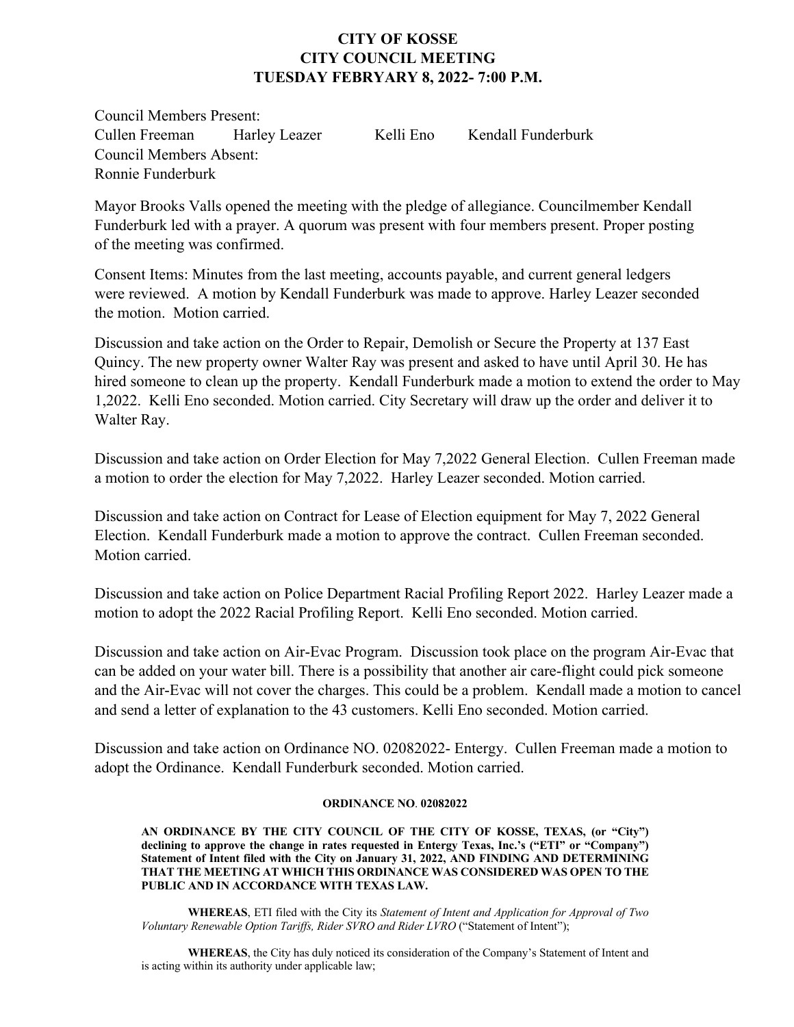# CITY OF KOSSE
# CITY COUNCIL MEETING
# TUESDAY FEBRYARY 8, 2022- 7:00 P.M.

Council Members Present:
Cullen Freeman    Harley Leazer    Kelli Eno    Kendall Funderburk
Council Members Absent:
Ronnie Funderburk

Mayor Brooks Valls opened the meeting with the pledge of allegiance. Councilmember Kendall Funderburk led with a prayer. A quorum was present with four members present. Proper posting of the meeting was confirmed.

Consent Items: Minutes from the last meeting, accounts payable, and current general ledgers were reviewed. A motion by Kendall Funderburk was made to approve. Harley Leazer seconded the motion. Motion carried.

Discussion and take action on the Order to Repair, Demolish or Secure the Property at 137 East Quincy. The new property owner Walter Ray was present and asked to have until April 30. He has hired someone to clean up the property. Kendall Funderburk made a motion to extend the order to May 1,2022. Kelli Eno seconded. Motion carried. City Secretary will draw up the order and deliver it to Walter Ray.

Discussion and take action on Order Election for May 7,2022 General Election. Cullen Freeman made a motion to order the election for May 7,2022. Harley Leazer seconded. Motion carried.

Discussion and take action on Contract for Lease of Election equipment for May 7, 2022 General Election. Kendall Funderburk made a motion to approve the contract. Cullen Freeman seconded. Motion carried.

Discussion and take action on Police Department Racial Profiling Report 2022. Harley Leazer made a motion to adopt the 2022 Racial Profiling Report. Kelli Eno seconded. Motion carried.

Discussion and take action on Air-Evac Program. Discussion took place on the program Air-Evac that can be added on your water bill. There is a possibility that another air care-flight could pick someone and the Air-Evac will not cover the charges. This could be a problem. Kendall made a motion to cancel and send a letter of explanation to the 43 customers. Kelli Eno seconded. Motion carried.

Discussion and take action on Ordinance NO. 02082022- Entergy. Cullen Freeman made a motion to adopt the Ordinance. Kendall Funderburk seconded. Motion carried.

**ORDINANCE NO. 02082022**

**AN ORDINANCE BY THE CITY COUNCIL OF THE CITY OF KOSSE, TEXAS, (or "City") declining to approve the change in rates requested in Entergy Texas, Inc.'s ("ETI" or "Company") Statement of Intent filed with the City on January 31, 2022, AND FINDING AND DETERMINING THAT THE MEETING AT WHICH THIS ORDINANCE WAS CONSIDERED WAS OPEN TO THE PUBLIC AND IN ACCORDANCE WITH TEXAS LAW.**

**WHEREAS**, ETI filed with the City its *Statement of Intent and Application for Approval of Two Voluntary Renewable Option Tariffs, Rider SVRO and Rider LVRO* ("Statement of Intent");

**WHEREAS**, the City has duly noticed its consideration of the Company's Statement of Intent and is acting within its authority under applicable law;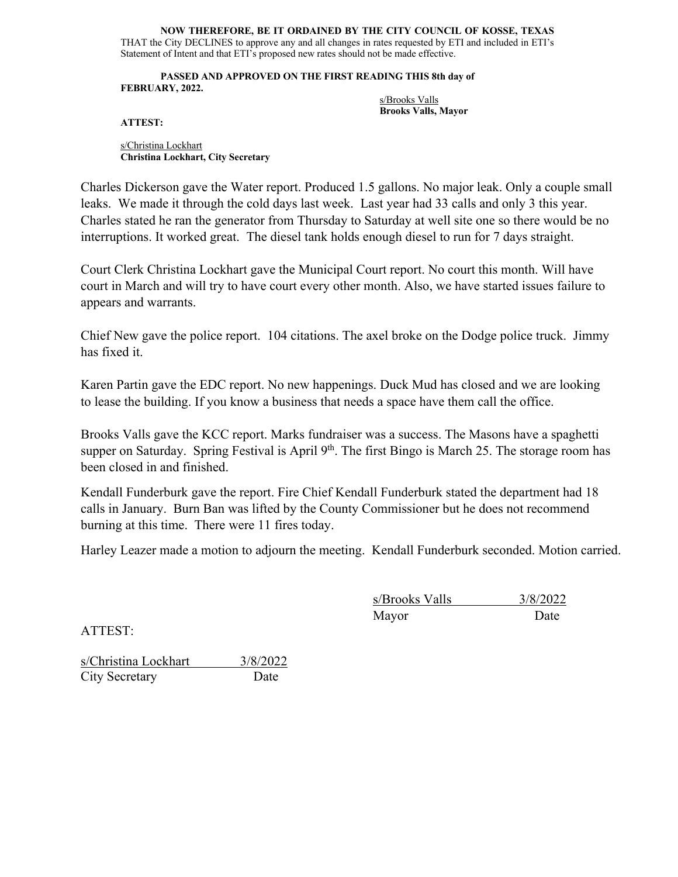**NOW THEREFORE, BE IT ORDAINED BY THE CITY COUNCIL OF KOSSE, TEXAS**
THAT the City DECLINES to approve any and all changes in rates requested by ETI and included in ETI's Statement of Intent and that ETI's proposed new rates should not be made effective.

**PASSED AND APPROVED ON THE FIRST READING THIS 8th day of FEBRUARY, 2022.**

s/Brooks Valls
**Brooks Valls, Mayor**

**ATTEST:**

s/Christina Lockhart
**Christina Lockhart, City Secretary**

Charles Dickerson gave the Water report. Produced 1.5 gallons. No major leak. Only a couple small leaks. We made it through the cold days last week. Last year had 33 calls and only 3 this year. Charles stated he ran the generator from Thursday to Saturday at well site one so there would be no interruptions. It worked great. The diesel tank holds enough diesel to run for 7 days straight.

Court Clerk Christina Lockhart gave the Municipal Court report. No court this month. Will have court in March and will try to have court every other month. Also, we have started issues failure to appears and warrants.

Chief New gave the police report. 104 citations. The axel broke on the Dodge police truck. Jimmy has fixed it.

Karen Partin gave the EDC report. No new happenings. Duck Mud has closed and we are looking to lease the building. If you know a business that needs a space have them call the office.

Brooks Valls gave the KCC report. Marks fundraiser was a success. The Masons have a spaghetti supper on Saturday. Spring Festival is April 9th. The first Bingo is March 25. The storage room has been closed in and finished.

Kendall Funderburk gave the report. Fire Chief Kendall Funderburk stated the department had 18 calls in January. Burn Ban was lifted by the County Commissioner but he does not recommend burning at this time. There were 11 fires today.

Harley Leazer made a motion to adjourn the meeting. Kendall Funderburk seconded. Motion carried.

s/Brooks Valls 3/8/2022
Mayor Date

ATTEST:

s/Christina Lockhart 3/8/2022
City Secretary Date